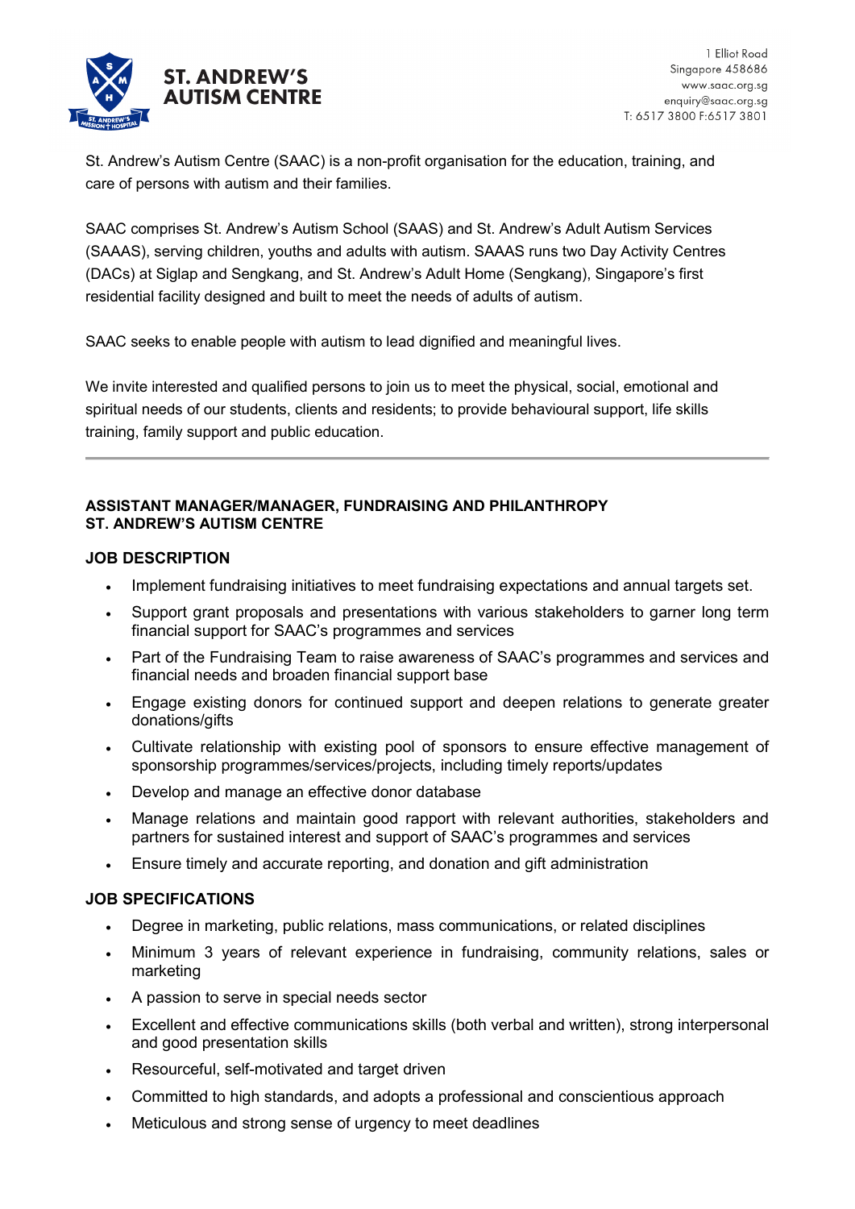**ST. ANDREW'S AUTISM CENTRE**

1 Elliot Road
Singapore 458686
www.saac.org.sg
enquiry@saac.org.sg
T: 6517 3800 F:6517 3801

St. Andrew's Autism Centre (SAAC) is a non-profit organisation for the education, training, and care of persons with autism and their families.

SAAC comprises St. Andrew's Autism School (SAAS) and St. Andrew's Adult Autism Services (SAAAS), serving children, youths and adults with autism. SAAAS runs two Day Activity Centres (DACs) at Siglap and Sengkang, and St. Andrew's Adult Home (Sengkang), Singapore's first residential facility designed and built to meet the needs of adults of autism.

SAAC seeks to enable people with autism to lead dignified and meaningful lives.

We invite interested and qualified persons to join us to meet the physical, social, emotional and spiritual needs of our students, clients and residents; to provide behavioural support, life skills training, family support and public education.

---

**ASSISTANT MANAGER/MANAGER, FUNDRAISING AND PHILANTHROPY**
**ST. ANDREW'S AUTISM CENTRE**

## JOB DESCRIPTION

- Implement fundraising initiatives to meet fundraising expectations and annual targets set.
- Support grant proposals and presentations with various stakeholders to garner long term financial support for SAAC's programmes and services
- Part of the Fundraising Team to raise awareness of SAAC's programmes and services and financial needs and broaden financial support base
- Engage existing donors for continued support and deepen relations to generate greater donations/gifts
- Cultivate relationship with existing pool of sponsors to ensure effective management of sponsorship programmes/services/projects, including timely reports/updates
- Develop and manage an effective donor database
- Manage relations and maintain good rapport with relevant authorities, stakeholders and partners for sustained interest and support of SAAC's programmes and services
- Ensure timely and accurate reporting, and donation and gift administration

## JOB SPECIFICATIONS

- Degree in marketing, public relations, mass communications, or related disciplines
- Minimum 3 years of relevant experience in fundraising, community relations, sales or marketing
- A passion to serve in special needs sector
- Excellent and effective communications skills (both verbal and written), strong interpersonal and good presentation skills
- Resourceful, self-motivated and target driven
- Committed to high standards, and adopts a professional and conscientious approach
- Meticulous and strong sense of urgency to meet deadlines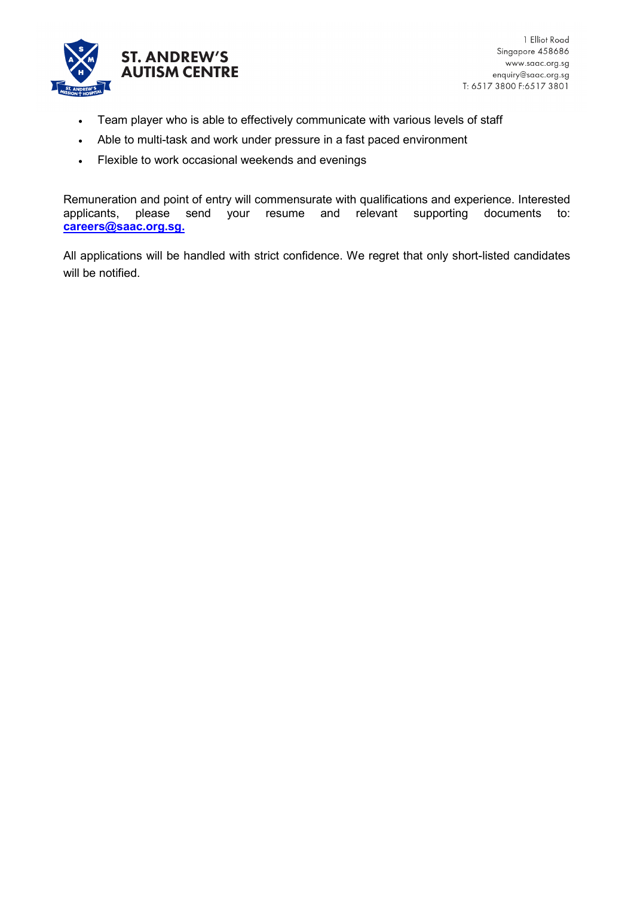- Team player who is able to effectively communicate with various levels of staff
- Able to multi-task and work under pressure in a fast paced environment
- Flexible to work occasional weekends and evenings

Remuneration and point of entry will commensurate with qualifications and experience. Interested applicants, please send your resume and relevant supporting documents to: **careers@saac.org.sg.**

All applications will be handled with strict confidence. We regret that only short-listed candidates will be notified.